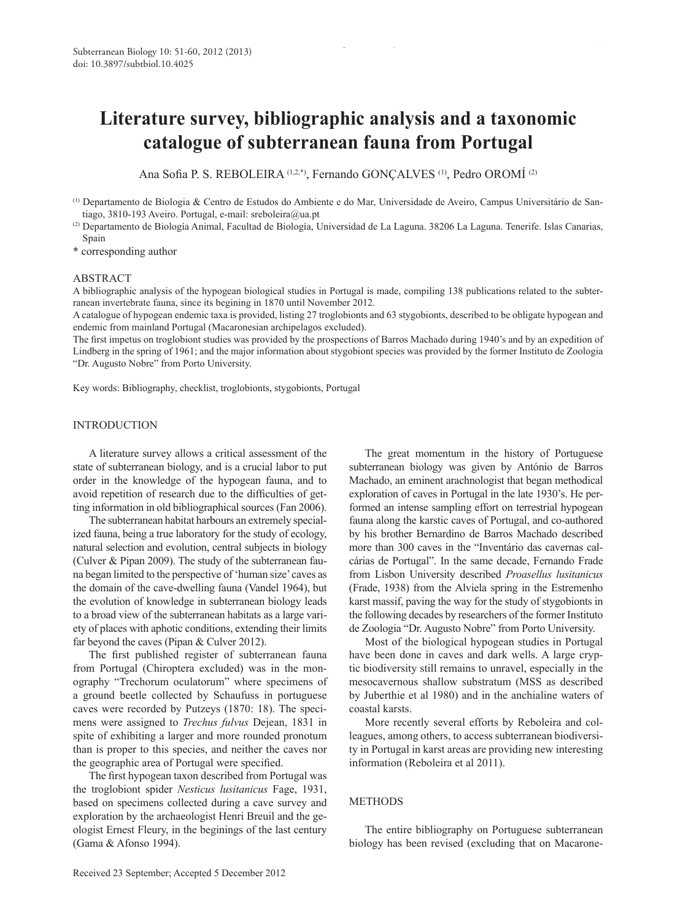# Literature survey, bibliographic analysis and a taxonomic catalogue of subterranean fauna from Portugal

Ana Sofia P. S. REBOLEIRA [1,2,*], Fernando GONÇALVES [1], Pedro OROMÍ [2]

[1] Departamento de Biologia & Centro de Estudos do Ambiente e do Mar, Universidade de Aveiro, Campus Universitário de Santiago, 3810-193 Aveiro. Portugal, e-mail: sreboleira@ua.pt

[2] Departamento de Biología Animal, Facultad de Biología, Universidad de La Laguna. 38206 La Laguna. Tenerife. Islas Canarias, Spain

\* corresponding author

## ABSTRACT

A bibliographic analysis of the hypogean biological studies in Portugal is made, compiling 138 publications related to the subterranean invertebrate fauna, since its begining in 1870 until November 2012.

A catalogue of hypogean endemic taxa is provided, listing 27 troglobionts and 63 stygobionts, described to be obligate hypogean and endemic from mainland Portugal (Macaronesian archipelagos excluded).

The first impetus on troglobiont studies was provided by the prospections of Barros Machado during 1940's and by an expedition of Lindberg in the spring of 1961; and the major information about stygobiont species was provided by the former Instituto de Zoologia "Dr. Augusto Nobre" from Porto University.

Key words: Bibliography, checklist, troglobionts, stygobionts, Portugal

## INTRODUCTION

A literature survey allows a critical assessment of the state of subterranean biology, and is a crucial labor to put order in the knowledge of the hypogean fauna, and to avoid repetition of research due to the difficulties of getting information in old bibliographical sources (Fan 2006).

The subterranean habitat harbours an extremely specialized fauna, being a true laboratory for the study of ecology, natural selection and evolution, central subjects in biology (Culver & Pipan 2009). The study of the subterranean fauna began limited to the perspective of 'human size' caves as the domain of the cave-dwelling fauna (Vandel 1964), but the evolution of knowledge in subterranean biology leads to a broad view of the subterranean habitats as a large variety of places with aphotic conditions, extending their limits far beyond the caves (Pipan & Culver 2012).

The first published register of subterranean fauna from Portugal (Chiroptera excluded) was in the monography "Trechorum oculatorum" where specimens of a ground beetle collected by Schaufuss in portuguese caves were recorded by Putzeys (1870: 18). The specimens were assigned to *Trechus fulvus* Dejean, 1831 in spite of exhibiting a larger and more rounded pronotum than is proper to this species, and neither the caves nor the geographic area of Portugal were specified.

The first hypogean taxon described from Portugal was the troglobiont spider *Nesticus lusitanicus* Fage, 1931, based on specimens collected during a cave survey and exploration by the archaeologist Henri Breuil and the geologist Ernest Fleury, in the beginings of the last century (Gama & Afonso 1994).

The great momentum in the history of Portuguese subterranean biology was given by António de Barros Machado, an eminent arachnologist that began methodical exploration of caves in Portugal in the late 1930's. He performed an intense sampling effort on terrestrial hypogean fauna along the karstic caves of Portugal, and co-authored by his brother Bernardino de Barros Machado described more than 300 caves in the "Inventário das cavernas calcárias de Portugal". In the same decade, Fernando Frade from Lisbon University described *Proasellus lusitanicus* (Frade, 1938) from the Alviela spring in the Estremenho karst massif, paving the way for the study of stygobionts in the following decades by researchers of the former Instituto de Zoologia "Dr. Augusto Nobre" from Porto University.

Most of the biological hypogean studies in Portugal have been done in caves and dark wells. A large cryptic biodiversity still remains to unravel, especially in the mesocavernous shallow substratum (MSS as described by Juberthie et al 1980) and in the anchialine waters of coastal karsts.

More recently several efforts by Reboleira and colleagues, among others, to access subterranean biodiversity in Portugal in karst areas are providing new interesting information (Reboleira et al 2011).

## METHODS

The entire bibliography on Portuguese subterranean biology has been revised (excluding that on Macarone-

Received 23 September; Accepted 5 December 2012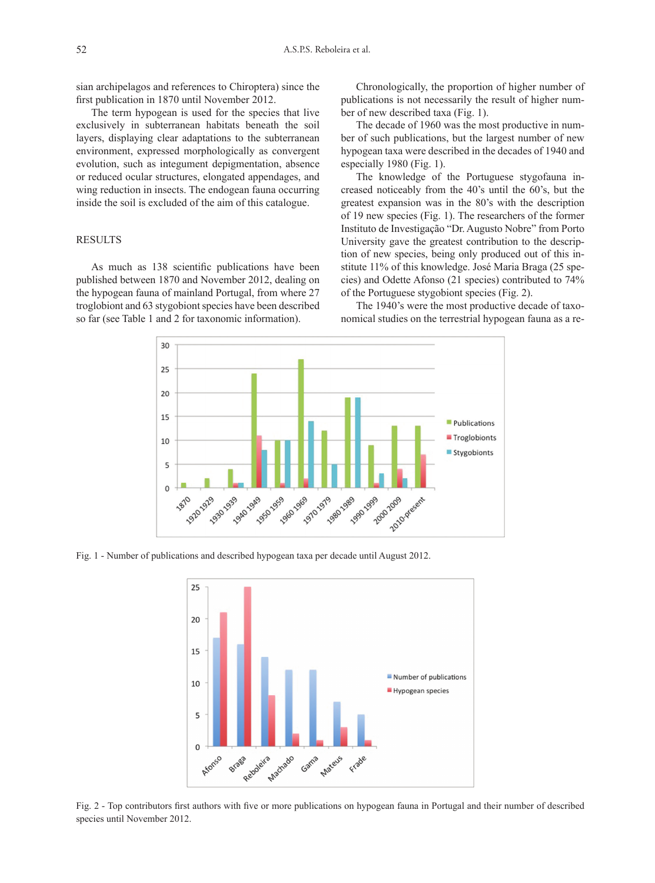sian archipelagos and references to Chiroptera) since the first publication in 1870 until November 2012.

The term hypogean is used for the species that live exclusively in subterranean habitats beneath the soil layers, displaying clear adaptations to the subterranean environment, expressed morphologically as convergent evolution, such as integument depigmentation, absence or reduced ocular structures, elongated appendages, and wing reduction in insects. The endogean fauna occurring inside the soil is excluded of the aim of this catalogue.

## RESULTS

As much as 138 scientific publications have been published between 1870 and November 2012, dealing on the hypogean fauna of mainland Portugal, from where 27 troglobiont and 63 stygobiont species have been described so far (see Table 1 and 2 for taxonomic information).

Chronologically, the proportion of higher number of publications is not necessarily the result of higher number of new described taxa (Fig. 1).

The decade of 1960 was the most productive in number of such publications, but the largest number of new hypogean taxa were described in the decades of 1940 and especially 1980 (Fig. 1).

The knowledge of the Portuguese stygofauna increased noticeably from the 40's until the 60's, but the greatest expansion was in the 80's with the description of 19 new species (Fig. 1). The researchers of the former Instituto de Investigação "Dr. Augusto Nobre" from Porto University gave the greatest contribution to the description of new species, being only produced out of this institute 11% of this knowledge. José Maria Braga (25 species) and Odette Afonso (21 species) contributed to 74% of the Portuguese stygobiont species (Fig. 2).

The 1940's were the most productive decade of taxonomical studies on the terrestrial hypogean fauna as a re-

Fig. 1 - Number of publications and described hypogean taxa per decade until August 2012.

Fig. 2 - Top contributors first authors with five or more publications on hypogean fauna in Portugal and their number of described species until November 2012.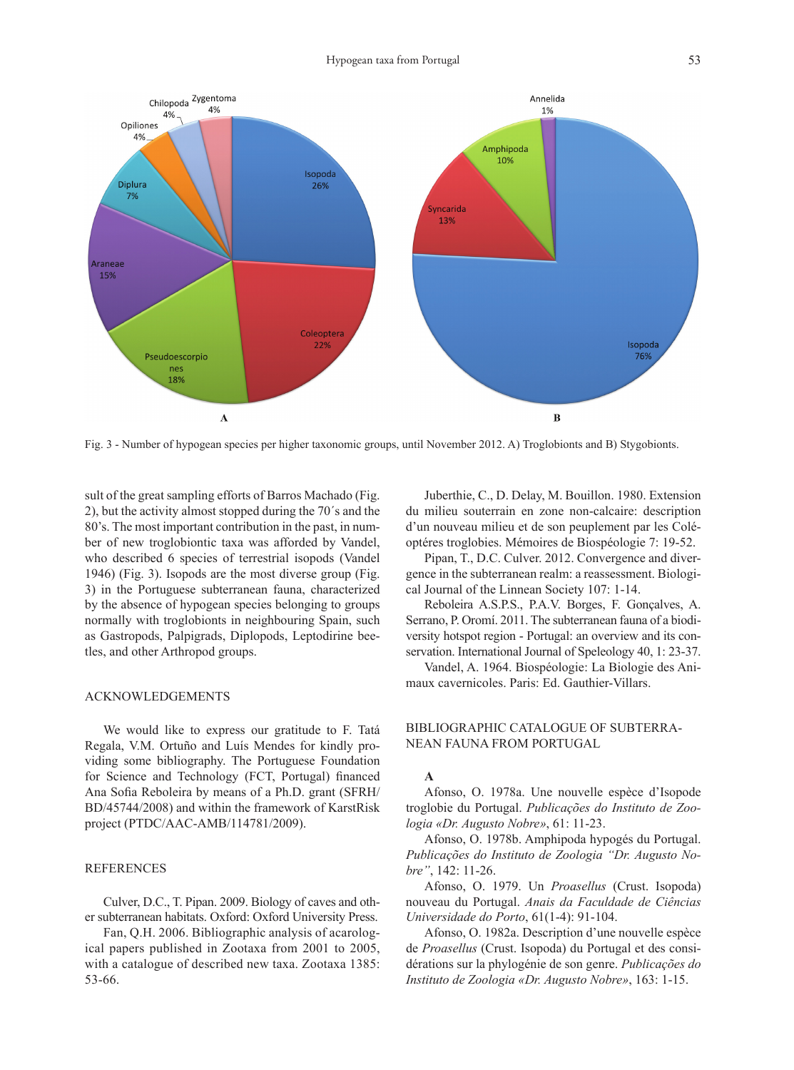Fig. 3 - Number of hypogean species per higher taxonomic groups, until November 2012. A) Troglobionts and B) Stygobionts.

sult of the great sampling efforts of Barros Machado (Fig. 2), but the activity almost stopped during the 70´s and the 80's. The most important contribution in the past, in number of new troglobiontic taxa was afforded by Vandel, who described 6 species of terrestrial isopods (Vandel 1946) (Fig. 3). Isopods are the most diverse group (Fig. 3) in the Portuguese subterranean fauna, characterized by the absence of hypogean species belonging to groups normally with troglobionts in neighbouring Spain, such as Gastropods, Palpigrads, Diplopods, Leptodirine beetles, and other Arthropod groups.

## ACKNOWLEDGEMENTS

We would like to express our gratitude to F. Tatá Regala, V.M. Ortuño and Luís Mendes for kindly providing some bibliography. The Portuguese Foundation for Science and Technology (FCT, Portugal) financed Ana Sofia Reboleira by means of a Ph.D. grant (SFRH/BD/45744/2008) and within the framework of KarstRisk project (PTDC/AAC-AMB/114781/2009).

## REFERENCES

Culver, D.C., T. Pipan. 2009. Biology of caves and other subterranean habitats. Oxford: Oxford University Press.

Fan, Q.H. 2006. Bibliographic analysis of acarological papers published in Zootaxa from 2001 to 2005, with a catalogue of described new taxa. Zootaxa 1385: 53-66.

Juberthie, C., D. Delay, M. Bouillon. 1980. Extension du milieu souterrain en zone non-calcaire: description d'un nouveau milieu et de son peuplement par les Coléoptéres troglobies. Mémoires de Biospéologie 7: 19-52.

Pipan, T., D.C. Culver. 2012. Convergence and divergence in the subterranean realm: a reassessment. Biological Journal of the Linnean Society 107: 1-14.

Reboleira A.S.P.S., P.A.V. Borges, F. Gonçalves, A. Serrano, P. Oromí. 2011. The subterranean fauna of a biodiversity hotspot region - Portugal: an overview and its conservation. International Journal of Speleology 40, 1: 23-37.

Vandel, A. 1964. Biospéologie: La Biologie des Animaux cavernicoles. Paris: Ed. Gauthier-Villars.

## BIBLIOGRAPHIC CATALOGUE OF SUBTERRANEAN FAUNA FROM PORTUGAL

**A**

Afonso, O. 1978a. Une nouvelle espèce d'Isopode troglobie du Portugal. *Publicações do Instituto de Zoologia «Dr. Augusto Nobre»*, 61: 11-23.

Afonso, O. 1978b. Amphipoda hypogés du Portugal. *Publicações do Instituto de Zoologia "Dr. Augusto Nobre"*, 142: 11-26.

Afonso, O. 1979. Un *Proasellus* (Crust. Isopoda) nouveau du Portugal. *Anais da Faculdade de Ciências Universidade do Porto*, 61(1-4): 91-104.

Afonso, O. 1982a. Description d'une nouvelle espèce de *Proasellus* (Crust. Isopoda) du Portugal et des considérations sur la phylogénie de son genre. *Publicações do Instituto de Zoologia «Dr. Augusto Nobre»*, 163: 1-15.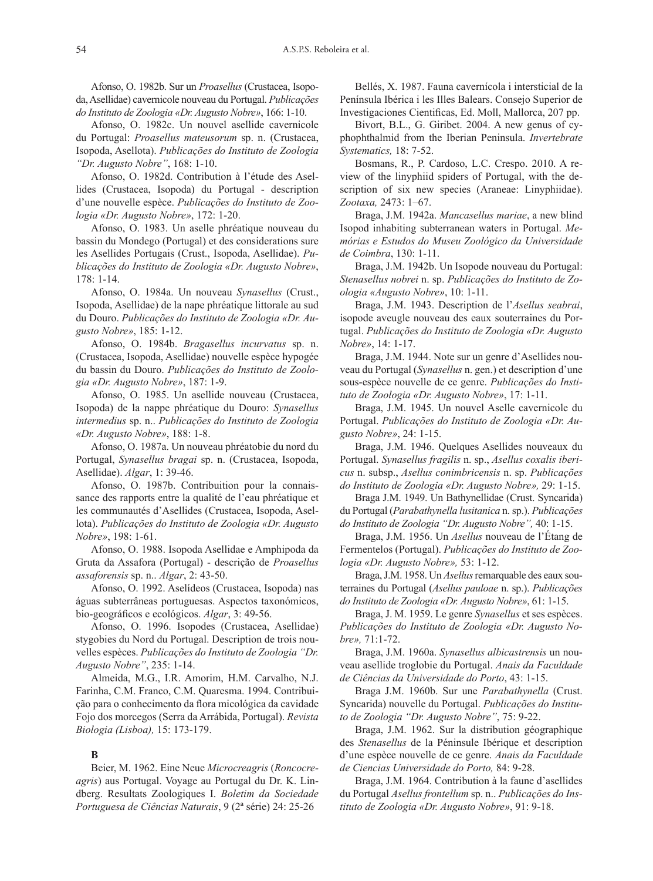Afonso, O. 1982b. Sur un *Proasellus* (Crustacea, Isopoda, Asellidae) cavernicole nouveau du Portugal. *Publicações do Instituto de Zoologia «Dr. Augusto Nobre»*, 166: 1-10.

Afonso, O. 1982c. Un nouvel asellide cavernicole du Portugal: *Proasellus mateusorum* sp. n. (Crustacea, Isopoda, Asellota). *Publicações do Instituto de Zoologia "Dr. Augusto Nobre"*, 168: 1-10.

Afonso, O. 1982d. Contribution à l'étude des Asellides (Crustacea, Isopoda) du Portugal - description d'une nouvelle espèce. *Publicações do Instituto de Zoologia «Dr. Augusto Nobre»*, 172: 1-20.

Afonso, O. 1983. Un aselle phréatique nouveau du bassin du Mondego (Portugal) et des considerations sure les Asellides Portugais (Crust., Isopoda, Asellidae). *Publicações do Instituto de Zoologia «Dr. Augusto Nobre»*, 178: 1-14.

Afonso, O. 1984a. Un nouveau *Synasellus* (Crust., Isopoda, Asellidae) de la nape phréatique littorale au sud du Douro. *Publicações do Instituto de Zoologia «Dr. Augusto Nobre»*, 185: 1-12.

Afonso, O. 1984b. *Bragasellus incurvatus* sp. n. (Crustacea, Isopoda, Asellidae) nouvelle espèce hypogée du bassin du Douro. *Publicações do Instituto de Zoologia «Dr. Augusto Nobre»*, 187: 1-9.

Afonso, O. 1985. Un asellide nouveau (Crustacea, Isopoda) de la nappe phréatique du Douro: *Synasellus intermedius* sp. n.. *Publicações do Instituto de Zoologia «Dr. Augusto Nobre»*, 188: 1-8.

Afonso, O. 1987a. Un nouveau phréatobie du nord du Portugal, *Synasellus bragai* sp. n. (Crustacea, Isopoda, Asellidae). *Algar*, 1: 39-46.

Afonso, O. 1987b. Contribuition pour la connaissance des rapports entre la qualité de l'eau phréatique et les communautés d'Asellides (Crustacea, Isopoda, Asellota). *Publicações do Instituto de Zoologia «Dr. Augusto Nobre»*, 198: 1-61.

Afonso, O. 1988. Isopoda Asellidae e Amphipoda da Gruta da Assafora (Portugal) - descrição de *Proasellus assaforensis* sp. n.. *Algar*, 2: 43-50.

Afonso, O. 1992. Aselídeos (Crustacea, Isopoda) nas águas subterrâneas portuguesas. Aspectos taxonómicos, bio-geográficos e ecológicos. *Algar*, 3: 49-56.

Afonso, O. 1996. Isopodes (Crustacea, Asellidae) stygobies du Nord du Portugal. Description de trois nouvelles espèces. *Publicações do Instituto de Zoologia "Dr. Augusto Nobre"*, 235: 1-14.

Almeida, M.G., I.R. Amorim, H.M. Carvalho, N.J. Farinha, C.M. Franco, C.M. Quaresma. 1994. Contribuição para o conhecimento da flora micológica da cavidade Fojo dos morcegos (Serra da Arrábida, Portugal). *Revista Biologia (Lisboa),* 15: 173-179.

**B**

Beier, M. 1962. Eine Neue *Microcreagris* (*Roncocreagris*) aus Portugal. Voyage au Portugal du Dr. K. Lindberg. Resultats Zoologiques I. *Boletim da Sociedade Portuguesa de Ciências Naturais*, 9 (2ª série) 24: 25-26

Bellés, X. 1987. Fauna cavernícola i intersticial de la Península Ibérica i les Illes Balears. Consejo Superior de Investigaciones Cientificas, Ed. Moll, Mallorca, 207 pp.

Bivort, B.L., G. Giribet. 2004. A new genus of cyphophthalmid from the Iberian Peninsula. *Invertebrate Systematics,* 18: 7-52.

Bosmans, R., P. Cardoso, L.C. Crespo. 2010. A review of the linyphiid spiders of Portugal, with the description of six new species (Araneae: Linyphiidae). *Zootaxa,* 2473: 1–67.

Braga, J.M. 1942a. *Mancasellus mariae*, a new blind Isopod inhabiting subterranean waters in Portugal. *Memórias e Estudos do Museu Zoológico da Universidade de Coimbra*, 130: 1-11.

Braga, J.M. 1942b. Un Isopode nouveau du Portugal: *Stenasellus nobrei* n. sp. *Publicações do Instituto de Zoologia «Augusto Nobre»*, 10: 1-11.

Braga, J.M. 1943. Description de l'*Asellus seabrai*, isopode aveugle nouveau des eaux souterraines du Portugal. *Publicações do Instituto de Zoologia «Dr. Augusto Nobre»*, 14: 1-17.

Braga, J.M. 1944. Note sur un genre d'Asellides nouveau du Portugal (*Synasellus* n. gen.) et description d'une sous-espèce nouvelle de ce genre. *Publicações do Instituto de Zoologia «Dr. Augusto Nobre»*, 17: 1-11.

Braga, J.M. 1945. Un nouvel Aselle cavernicole du Portugal. *Publicações do Instituto de Zoologia «Dr. Augusto Nobre»*, 24: 1-15.

Braga, J.M. 1946. Quelques Asellides nouveaux du Portugal. *Synasellus fragilis* n. sp., *Asellus coxalis ibericus* n. subsp., *Asellus conimbricensis* n. sp. *Publicações do Instituto de Zoologia «Dr. Augusto Nobre»,* 29: 1-15.

Braga J.M. 1949. Un Bathynellidae (Crust. Syncarida) du Portugal (*Parabathynella lusitanica* n. sp.). *Publicações do Instituto de Zoologia "Dr. Augusto Nobre",* 40: 1-15.

Braga, J.M. 1956. Un *Asellus* nouveau de l'Étang de Fermentelos (Portugal). *Publicações do Instituto de Zoologia «Dr. Augusto Nobre»,* 53: 1-12.

Braga, J.M. 1958. Un *Asellus* remarquable des eaux souterraines du Portugal (*Asellus pauloae* n. sp.). *Publicações do Instituto de Zoologia «Dr. Augusto Nobre»*, 61: 1-15.

Braga, J. M. 1959. Le genre *Synasellus* et ses espèces. *Publicações do Instituto de Zoologia «Dr. Augusto Nobre»,* 71:1-72.

Braga, J.M. 1960a. *Synasellus albicastrensis* un nouveau asellide troglobie du Portugal. *Anais da Faculdade de Ciências da Universidade do Porto*, 43: 1-15.

Braga J.M. 1960b. Sur une *Parabathynella* (Crust. Syncarida) nouvelle du Portugal. *Publicações do Instituto de Zoologia "Dr. Augusto Nobre"*, 75: 9-22.

Braga, J.M. 1962. Sur la distribution géographique des *Stenasellus* de la Péninsule Ibérique et description d'une espèce nouvelle de ce genre. *Anais da Faculdade de Ciencias Universidade do Porto,* 84: 9-28.

Braga, J.M. 1964. Contribution à la faune d'asellides du Portugal *Asellus frontellum* sp. n.. *Publicações do Instituto de Zoologia «Dr. Augusto Nobre»*, 91: 9-18.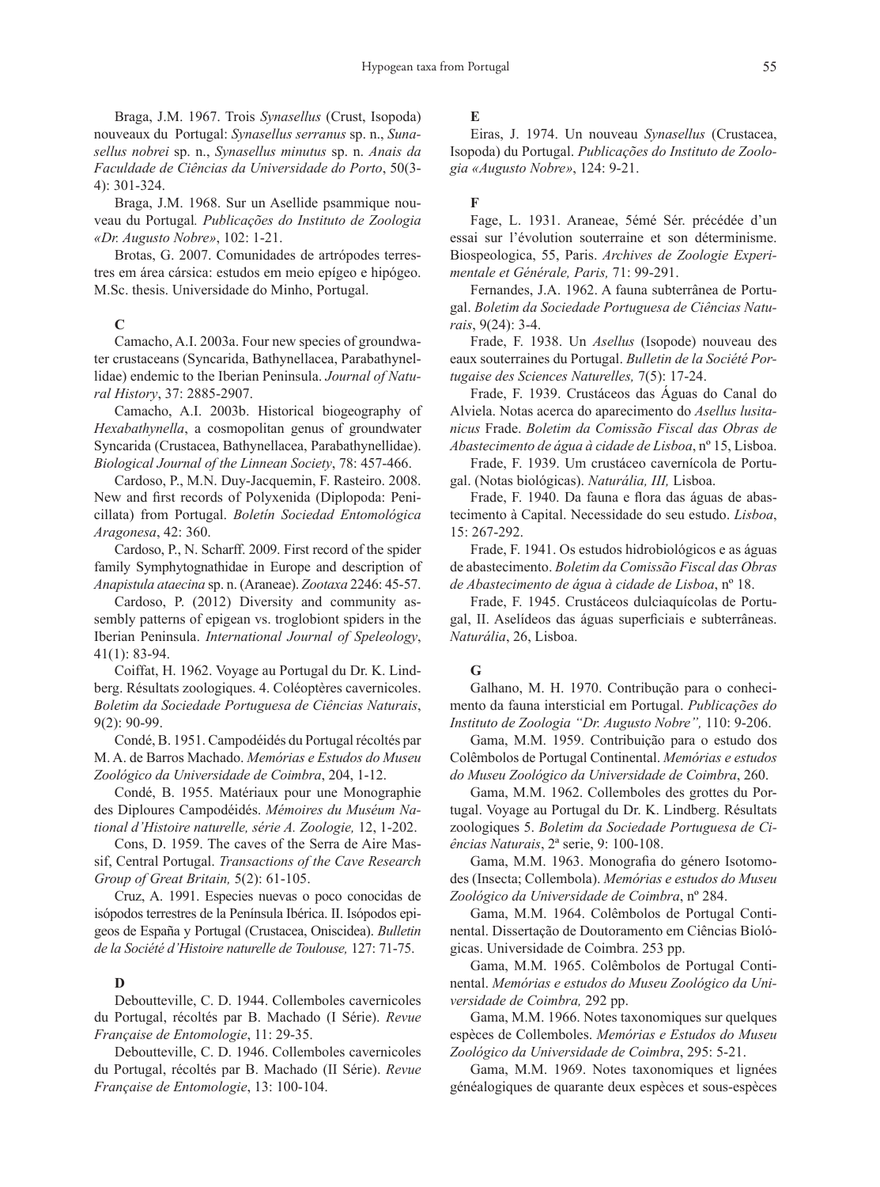Braga, J.M. 1967. Trois *Synasellus* (Crust, Isopoda) nouveaux du Portugal: *Synasellus serranus* sp. n., *Synasellus nobrei* sp. n., *Synasellus minutus* sp. n. *Anais da Faculdade de Ciências da Universidade do Porto*, 50(3-4): 301-324.

Braga, J.M. 1968. Sur un Asellide psammique nouveau du Portugal*. Publicações do Instituto de Zoologia «Dr. Augusto Nobre»*, 102: 1-21.

Brotas, G. 2007. Comunidades de artrópodes terrestres em área cársica: estudos em meio epígeo e hipógeo. M.Sc. thesis. Universidade do Minho, Portugal.

**C**

Camacho, A.I. 2003a. Four new species of groundwater crustaceans (Syncarida, Bathynellacea, Parabathynellidae) endemic to the Iberian Peninsula. *Journal of Natural History*, 37: 2885-2907.

Camacho, A.I. 2003b. Historical biogeography of *Hexabathynella*, a cosmopolitan genus of groundwater Syncarida (Crustacea, Bathynellacea, Parabathynellidae). *Biological Journal of the Linnean Society*, 78: 457-466.

Cardoso, P., M.N. Duy-Jacquemin, F. Rasteiro. 2008. New and first records of Polyxenida (Diplopoda: Penicillata) from Portugal. *Boletín Sociedad Entomológica Aragonesa*, 42: 360.

Cardoso, P., N. Scharff. 2009. First record of the spider family Symphytognathidae in Europe and description of *Anapistula ataecina* sp. n. (Araneae). *Zootaxa* 2246: 45-57.

Cardoso, P. (2012) Diversity and community assembly patterns of epigean vs. troglobiont spiders in the Iberian Peninsula. *International Journal of Speleology*, 41(1): 83-94.

Coiffat, H. 1962. Voyage au Portugal du Dr. K. Lindberg. Résultats zoologiques. 4. Coléoptères cavernicoles. *Boletim da Sociedade Portuguesa de Ciências Naturais*, 9(2): 90-99.

Condé, B. 1951. Campodéidés du Portugal récoltés par M. A. de Barros Machado. *Memórias e Estudos do Museu Zoológico da Universidade de Coimbra*, 204, 1-12.

Condé, B. 1955. Matériaux pour une Monographie des Diploures Campodéidés. *Mémoires du Muséum National d'Histoire naturelle, série A. Zoologie,* 12, 1-202.

Cons, D. 1959. The caves of the Serra de Aire Massif, Central Portugal. *Transactions of the Cave Research Group of Great Britain,* 5(2): 61-105.

Cruz, A. 1991. Especies nuevas o poco conocidas de isópodos terrestres de la Península Ibérica. II. Isópodos epigeos de España y Portugal (Crustacea, Oniscidea). *Bulletin de la Société d'Histoire naturelle de Toulouse,* 127: 71-75.

**D**

Deboutteville, C. D. 1944. Collemboles cavernicoles du Portugal, récoltés par B. Machado (I Série). *Revue Française de Entomologie*, 11: 29-35.

Deboutteville, C. D. 1946. Collemboles cavernicoles du Portugal, récoltés par B. Machado (II Série). *Revue Française de Entomologie*, 13: 100-104.

**E**

Eiras, J. 1974. Un nouveau *Synasellus* (Crustacea, Isopoda) du Portugal. *Publicações do Instituto de Zoologia «Augusto Nobre»*, 124: 9-21.

**F**

Fage, L. 1931. Araneae, 5émé Sér. précédée d'un essai sur l'évolution souterraine et son déterminisme. Biospeologica, 55, Paris. *Archives de Zoologie Experimentale et Générale, Paris,* 71: 99-291.

Fernandes, J.A. 1962. A fauna subterrânea de Portugal. *Boletim da Sociedade Portuguesa de Ciências Naturais*, 9(24): 3-4.

Frade, F. 1938. Un *Asellus* (Isopode) nouveau des eaux souterraines du Portugal. *Bulletin de la Société Portugaise des Sciences Naturelles,* 7(5): 17-24.

Frade, F. 1939. Crustáceos das Águas do Canal do Alviela. Notas acerca do aparecimento do *Asellus lusitanicus* Frade. *Boletim da Comissão Fiscal das Obras de Abastecimento de água à cidade de Lisboa*, nº 15, Lisboa.

Frade, F. 1939. Um crustáceo cavernícola de Portugal. (Notas biológicas). *Naturália, III,* Lisboa.

Frade, F. 1940. Da fauna e flora das águas de abastecimento à Capital. Necessidade do seu estudo. *Lisboa*, 15: 267-292.

Frade, F. 1941. Os estudos hidrobiológicos e as águas de abastecimento. *Boletim da Comissão Fiscal das Obras de Abastecimento de água à cidade de Lisboa*, nº 18.

Frade, F. 1945. Crustáceos dulciaquícolas de Portugal, II. Aselídeos das águas superficiais e subterrâneas. *Naturália*, 26, Lisboa.

**G**

Galhano, M. H. 1970. Contribução para o conhecimento da fauna intersticial em Portugal. *Publicações do Instituto de Zoologia "Dr. Augusto Nobre",* 110: 9-206.

Gama, M.M. 1959. Contribuição para o estudo dos Colêmbolos de Portugal Continental. *Memórias e estudos do Museu Zoológico da Universidade de Coimbra*, 260.

Gama, M.M. 1962. Collemboles des grottes du Portugal. Voyage au Portugal du Dr. K. Lindberg. Résultats zoologiques 5. *Boletim da Sociedade Portuguesa de Ciências Naturais*, 2ª serie, 9: 100-108.

Gama, M.M. 1963. Monografia do género Isotomodes (Insecta; Collembola). *Memórias e estudos do Museu Zoológico da Universidade de Coimbra*, nº 284.

Gama, M.M. 1964. Colêmbolos de Portugal Continental. Dissertação de Doutoramento em Ciências Biológicas. Universidade de Coimbra. 253 pp.

Gama, M.M. 1965. Colêmbolos de Portugal Continental. *Memórias e estudos do Museu Zoológico da Universidade de Coimbra,* 292 pp.

Gama, M.M. 1966. Notes taxonomiques sur quelques espèces de Collemboles. *Memórias e Estudos do Museu Zoológico da Universidade de Coimbra*, 295: 5-21.

Gama, M.M. 1969. Notes taxonomiques et lignées généalogiques de quarante deux espèces et sous-espèces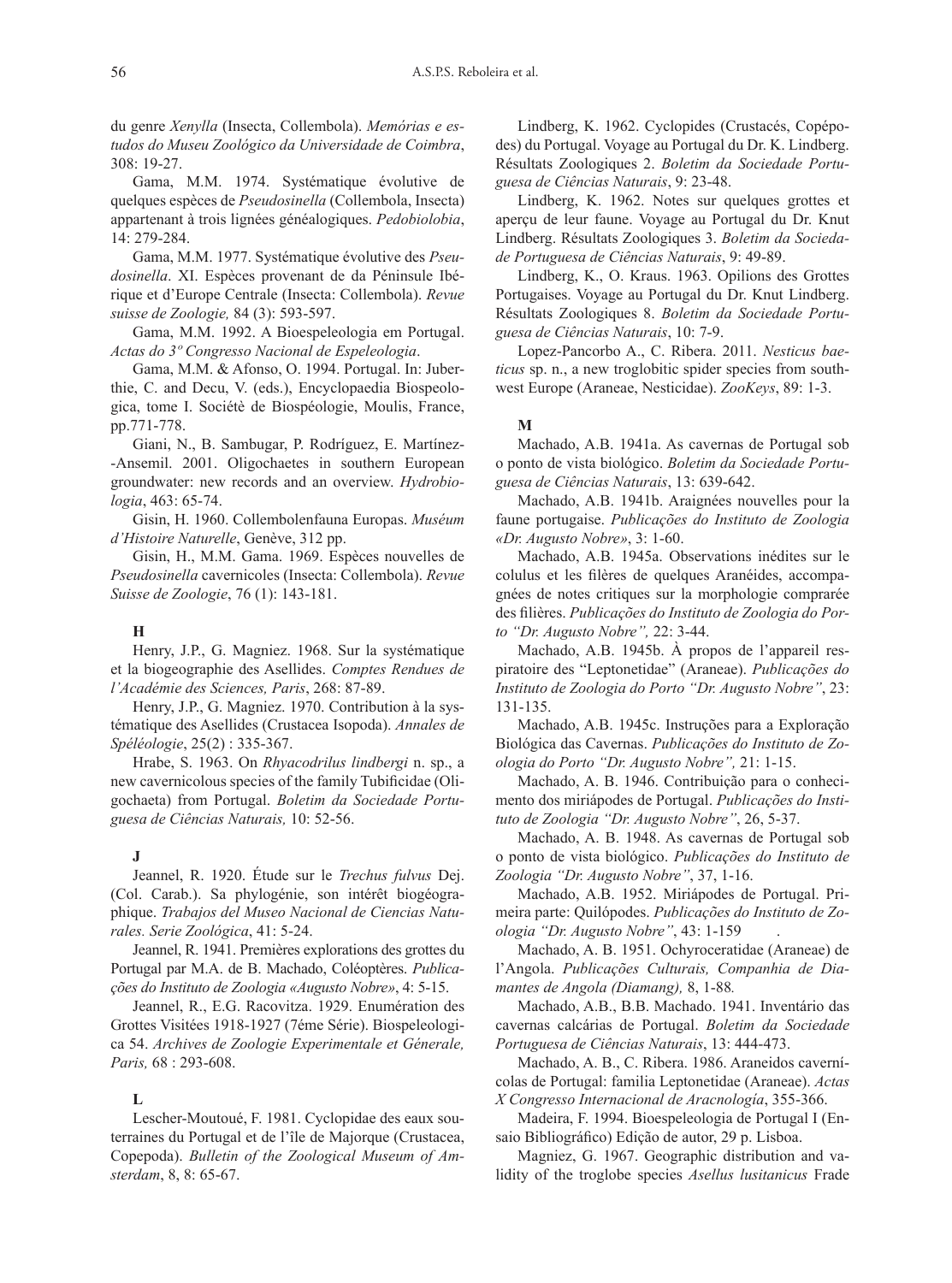du genre *Xenylla* (Insecta, Collembola). *Memórias e estudos do Museu Zoológico da Universidade de Coimbra*, 308: 19-27.

Gama, M.M. 1974. Systématique évolutive de quelques espèces de *Pseudosinella* (Collembola, Insecta) appartenant à trois lignées généalogiques. *Pedobiolobia*, 14: 279-284.

Gama, M.M. 1977. Systématique évolutive des *Pseudosinella*. XI. Espèces provenant de da Péninsule Ibérique et d'Europe Centrale (Insecta: Collembola). *Revue suisse de Zoologie,* 84 (3): 593-597.

Gama, M.M. 1992. A Bioespeleologia em Portugal. *Actas do 3º Congresso Nacional de Espeleologia*.

Gama, M.M. & Afonso, O. 1994. Portugal. In: Juberthie, C. and Decu, V. (eds.), Encyclopaedia Biospeologica, tome I. Sociétè de Biospéologie, Moulis, France, pp.771-778.

Giani, N., B. Sambugar, P. Rodríguez, E. Martínez--Ansemil. 2001. Oligochaetes in southern European groundwater: new records and an overview. *Hydrobiologia*, 463: 65-74.

Gisin, H. 1960. Collembolenfauna Europas. *Muséum d'Histoire Naturelle*, Genève, 312 pp.

Gisin, H., M.M. Gama. 1969. Espèces nouvelles de *Pseudosinella* cavernicoles (Insecta: Collembola). *Revue Suisse de Zoologie*, 76 (1): 143-181.

**H**

Henry, J.P., G. Magniez. 1968. Sur la systématique et la biogeographie des Asellides. *Comptes Rendues de l'Académie des Sciences, Paris*, 268: 87-89.

Henry, J.P., G. Magniez. 1970. Contribution à la systématique des Asellides (Crustacea Isopoda). *Annales de Spéléologie*, 25(2) : 335-367.

Hrabe, S. 1963. On *Rhyacodrilus lindbergi* n. sp., a new cavernicolous species of the family Tubificidae (Oligochaeta) from Portugal. *Boletim da Sociedade Portuguesa de Ciências Naturais,* 10: 52-56.

**J**

Jeannel, R. 1920. Étude sur le *Trechus fulvus* Dej. (Col. Carab.). Sa phylogénie, son intérêt biogéographique. *Trabajos del Museo Nacional de Ciencias Naturales. Serie Zoológica*, 41: 5-24.

Jeannel, R. 1941. Premières explorations des grottes du Portugal par M.A. de B. Machado, Coléoptères. *Publicações do Instituto de Zoologia «Augusto Nobre»*, 4: 5-15.

Jeannel, R., E.G. Racovitza. 1929. Enumération des Grottes Visitées 1918-1927 (7éme Série). Biospeleologica 54. *Archives de Zoologie Experimentale et Génerale, Paris,* 68 : 293-608.

**L**

Lescher-Moutoué, F. 1981. Cyclopidae des eaux souterraines du Portugal et de l'île de Majorque (Crustacea, Copepoda). *Bulletin of the Zoological Museum of Amsterdam*, 8, 8: 65-67.

Lindberg, K. 1962. Cyclopides (Crustacés, Copépodes) du Portugal. Voyage au Portugal du Dr. K. Lindberg. Résultats Zoologiques 2. *Boletim da Sociedade Portuguesa de Ciências Naturais*, 9: 23-48.

Lindberg, K. 1962. Notes sur quelques grottes et aperçu de leur faune. Voyage au Portugal du Dr. Knut Lindberg. Résultats Zoologiques 3. *Boletim da Sociedade Portuguesa de Ciências Naturais*, 9: 49-89.

Lindberg, K., O. Kraus. 1963. Opilions des Grottes Portugaises. Voyage au Portugal du Dr. Knut Lindberg. Résultats Zoologiques 8. *Boletim da Sociedade Portuguesa de Ciências Naturais*, 10: 7-9.

Lopez-Pancorbo A., C. Ribera. 2011. *Nesticus baeticus* sp. n., a new troglobitic spider species from southwest Europe (Araneae, Nesticidae). *ZooKeys*, 89: 1-3.

**M**

Machado, A.B. 1941a. As cavernas de Portugal sob o ponto de vista biológico. *Boletim da Sociedade Portuguesa de Ciências Naturais*, 13: 639-642.

Machado, A.B. 1941b. Araignées nouvelles pour la faune portugaise. *Publicações do Instituto de Zoologia «Dr. Augusto Nobre»*, 3: 1-60.

Machado, A.B. 1945a. Observations inédites sur le colulus et les filères de quelques Aranéides, accompagnées de notes critiques sur la morphologie comprarée des filières. *Publicações do Instituto de Zoologia do Porto "Dr. Augusto Nobre",* 22: 3-44.

Machado, A.B. 1945b. À propos de l'appareil respiratoire des "Leptonetidae" (Araneae). *Publicações do Instituto de Zoologia do Porto "Dr. Augusto Nobre"*, 23: 131-135.

Machado, A.B. 1945c. Instruções para a Exploração Biológica das Cavernas. *Publicações do Instituto de Zoologia do Porto "Dr. Augusto Nobre",* 21: 1-15.

Machado, A. B. 1946. Contribuição para o conhecimento dos miriápodes de Portugal. *Publicações do Instituto de Zoologia "Dr. Augusto Nobre"*, 26, 5-37.

Machado, A. B. 1948. As cavernas de Portugal sob o ponto de vista biológico. *Publicações do Instituto de Zoologia "Dr. Augusto Nobre"*, 37, 1-16.

Machado, A.B. 1952. Miriápodes de Portugal. Primeira parte: Quilópodes. *Publicações do Instituto de Zoologia "Dr. Augusto Nobre"*, 43: 1-159 .

Machado, A. B. 1951. Ochyroceratidae (Araneae) de l'Angola. *Publicações Culturais, Companhia de Diamantes de Angola (Diamang),* 8, 1-88*.*

Machado, A.B., B.B. Machado. 1941. Inventário das cavernas calcárias de Portugal. *Boletim da Sociedade Portuguesa de Ciências Naturais*, 13: 444-473.

Machado, A. B., C. Ribera. 1986. Araneidos cavernícolas de Portugal: familia Leptonetidae (Araneae). *Actas X Congresso Internacional de Aracnología*, 355-366.

Madeira, F. 1994. Bioespeleologia de Portugal I (Ensaio Bibliográfico) Edição de autor, 29 p. Lisboa.

Magniez, G. 1967. Geographic distribution and validity of the troglobe species *Asellus lusitanicus* Frade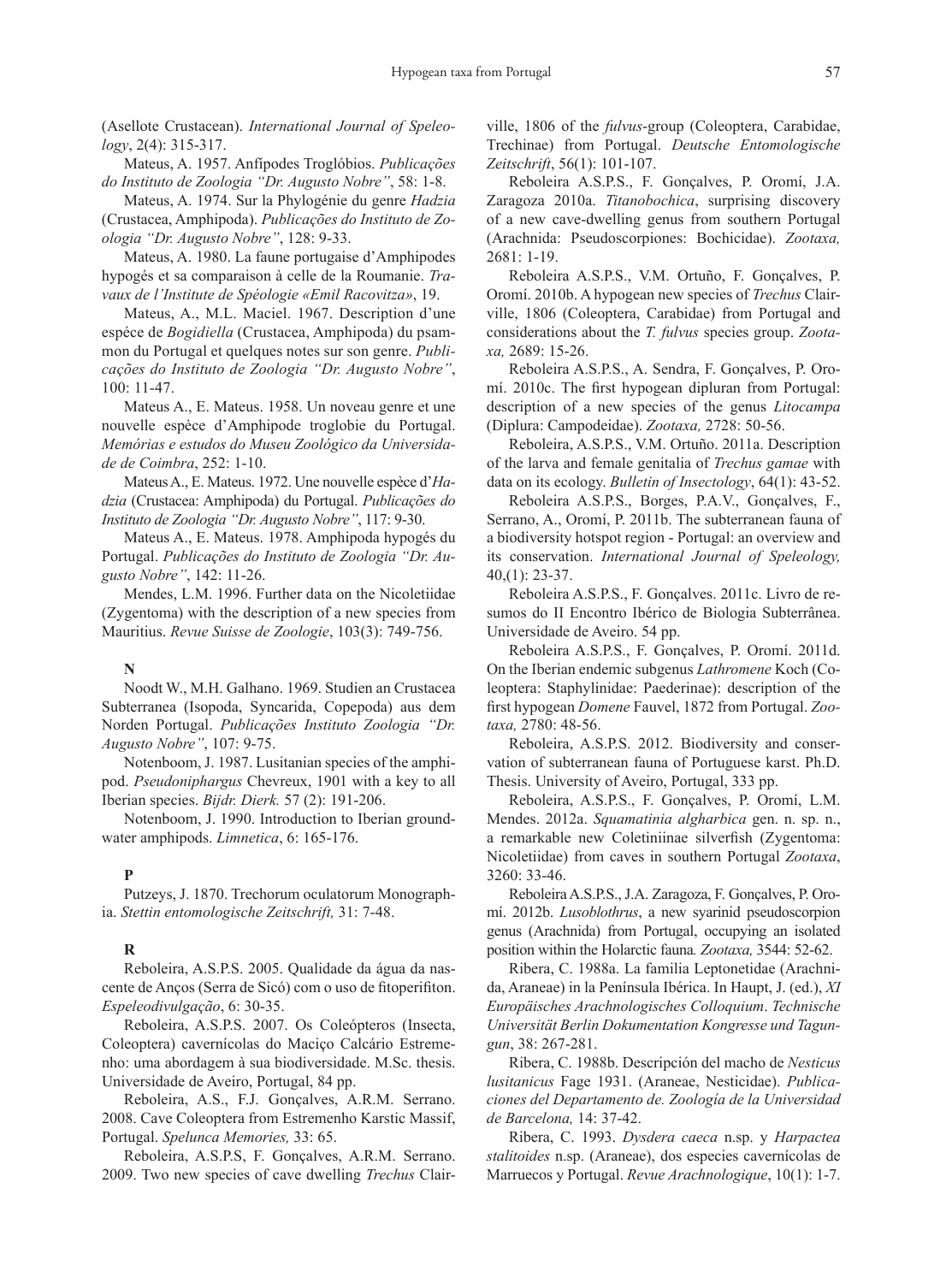(Asellote Crustacean). *International Journal of Speleology*, 2(4): 315-317.

Mateus, A. 1957. Anfípodes Troglóbios. *Publicações do Instituto de Zoologia "Dr. Augusto Nobre"*, 58: 1-8.

Mateus, A. 1974. Sur la Phylogénie du genre *Hadzia* (Crustacea, Amphipoda). *Publicações do Instituto de Zoologia "Dr. Augusto Nobre"*, 128: 9-33.

Mateus, A. 1980. La faune portugaise d'Amphipodes hypogés et sa comparaison à celle de la Roumanie. *Travaux de l'Institute de Spéologie «Emil Racovitza»*, 19.

Mateus, A., M.L. Maciel. 1967. Description d'une espéce de *Bogidiella* (Crustacea, Amphipoda) du psammon du Portugal et quelques notes sur son genre. *Publicações do Instituto de Zoologia "Dr. Augusto Nobre"*, 100: 11-47.

Mateus A., E. Mateus. 1958. Un noveau genre et une nouvelle espèce d'Amphipode troglobie du Portugal. *Memórias e estudos do Museu Zoológico da Universidade de Coimbra*, 252: 1-10.

Mateus A., E. Mateus. 1972. Une nouvelle espèce d'*Hadzia* (Crustacea: Amphipoda) du Portugal. *Publicações do Instituto de Zoologia "Dr. Augusto Nobre"*, 117: 9-30.

Mateus A., E. Mateus. 1978. Amphipoda hypogés du Portugal. *Publicações do Instituto de Zoologia "Dr. Augusto Nobre"*, 142: 11-26.

Mendes, L.M. 1996. Further data on the Nicoletiidae (Zygentoma) with the description of a new species from Mauritius. *Revue Suisse de Zoologie*, 103(3): 749-756.

**N**

Noodt W., M.H. Galhano. 1969. Studien an Crustacea Subterranea (Isopoda, Syncarida, Copepoda) aus dem Norden Portugal. *Publicações Instituto Zoologia "Dr. Augusto Nobre"*, 107: 9-75.

Notenboom, J. 1987. Lusitanian species of the amphipod. *Pseudoniphargus* Chevreux, 1901 with a key to all Iberian species. *Bijdr. Dierk.* 57 (2): 191-206.

Notenboom, J. 1990. Introduction to Iberian groundwater amphipods. *Limnetica*, 6: 165-176.

**P**

Putzeys, J. 1870. Trechorum oculatorum Monographia. *Stettin entomologische Zeitschrift,* 31: 7-48.

**R**

Reboleira, A.S.P.S. 2005. Qualidade da água da nascente de Anços (Serra de Sicó) com o uso de fitoperifiton. *Espeleodivulgação*, 6: 30-35.

Reboleira, A.S.P.S. 2007. Os Coleópteros (Insecta, Coleoptera) cavernícolas do Maciço Calcário Estremenho: uma abordagem à sua biodiversidade. M.Sc. thesis. Universidade de Aveiro, Portugal, 84 pp.

Reboleira, A.S., F.J. Gonçalves, A.R.M. Serrano. 2008. Cave Coleoptera from Estremenho Karstic Massif, Portugal. *Spelunca Memories,* 33: 65.

Reboleira, A.S.P.S, F. Gonçalves, A.R.M. Serrano. 2009. Two new species of cave dwelling *Trechus* Clairville, 1806 of the *fulvus*-group (Coleoptera, Carabidae, Trechinae) from Portugal. *Deutsche Entomologische Zeitschrift*, 56(1): 101-107.

Reboleira A.S.P.S., F. Gonçalves, P. Oromí, J.A. Zaragoza 2010a. *Titanobochica*, surprising discovery of a new cave-dwelling genus from southern Portugal (Arachnida: Pseudoscorpiones: Bochicidae). *Zootaxa,* 2681: 1-19.

Reboleira A.S.P.S., V.M. Ortuño, F. Gonçalves, P. Oromí. 2010b. A hypogean new species of *Trechus* Clairville, 1806 (Coleoptera, Carabidae) from Portugal and considerations about the *T. fulvus* species group. *Zootaxa,* 2689: 15-26.

Reboleira A.S.P.S., A. Sendra, F. Gonçalves, P. Oromí. 2010c. The first hypogean dipluran from Portugal: description of a new species of the genus *Litocampa* (Diplura: Campodeidae). *Zootaxa,* 2728: 50-56.

Reboleira, A.S.P.S., V.M. Ortuño. 2011a. Description of the larva and female genitalia of *Trechus gamae* with data on its ecology. *Bulletin of Insectology*, 64(1): 43-52.

Reboleira A.S.P.S., Borges, P.A.V., Gonçalves, F., Serrano, A., Oromí, P. 2011b. The subterranean fauna of a biodiversity hotspot region - Portugal: an overview and its conservation. *International Journal of Speleology,* 40,(1): 23-37.

Reboleira A.S.P.S., F. Gonçalves. 2011c. Livro de resumos do II Encontro Ibérico de Biologia Subterrânea. Universidade de Aveiro. 54 pp.

Reboleira A.S.P.S., F. Gonçalves, P. Oromí. 2011d. On the Iberian endemic subgenus *Lathromene* Koch (Coleoptera: Staphylinidae: Paederinae): description of the first hypogean *Domene* Fauvel, 1872 from Portugal. *Zootaxa,* 2780: 48-56.

Reboleira, A.S.P.S. 2012. Biodiversity and conservation of subterranean fauna of Portuguese karst. Ph.D. Thesis. University of Aveiro, Portugal, 333 pp.

Reboleira, A.S.P.S., F. Gonçalves, P. Oromí, L.M. Mendes. 2012a. *Squamatinia algharbica* gen. n. sp. n., a remarkable new Coletiniinae silverfish (Zygentoma: Nicoletiidae) from caves in southern Portugal *Zootaxa*, 3260: 33-46.

Reboleira A.S.P.S., J.A. Zaragoza, F. Gonçalves, P. Oromí. 2012b. *Lusoblothrus*, a new syarinid pseudoscorpion genus (Arachnida) from Portugal, occupying an isolated position within the Holarctic fauna*. Zootaxa,* 3544: 52-62.

Ribera, C. 1988a. La familia Leptonetidae (Arachnida, Araneae) in la Península Ibérica. In Haupt, J. (ed.), *XI Europäisches Arachnologisches Colloquium*. *Technische Universität Berlin Dokumentation Kongresse und Tagungun*, 38: 267-281.

Ribera, C. 1988b. Descripción del macho de *Nesticus lusitanicus* Fage 1931. (Araneae, Nesticidae). *Publicaciones del Departamento de. Zoología de la Universidad de Barcelona,* 14: 37-42.

Ribera, C. 1993. *Dysdera caeca* n.sp. y *Harpactea stalitoides* n.sp. (Araneae), dos especies cavernícolas de Marruecos y Portugal. *Revue Arachnologique*, 10(1): 1-7.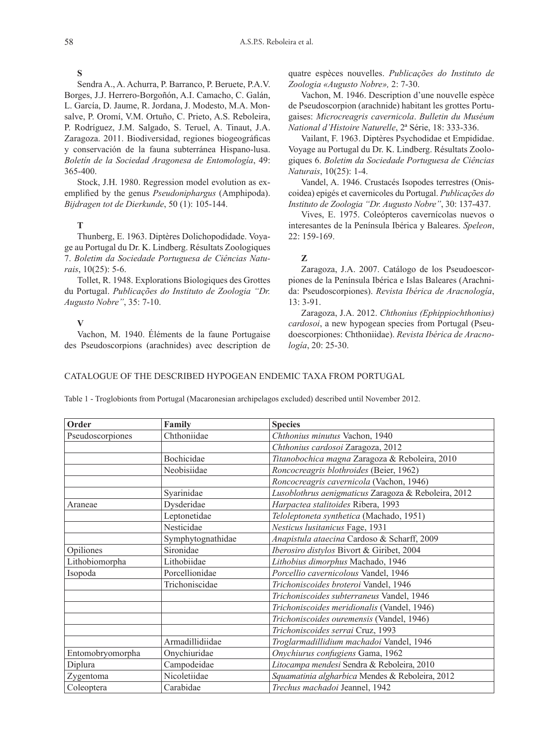**S**

Sendra A., A. Achurra, P. Barranco, P. Beruete, P.A.V. Borges, J.J. Herrero-Borgoñón, A.I. Camacho, C. Galán, L. García, D. Jaume, R. Jordana, J. Modesto, M.A. Monsalve, P. Oromí, V.M. Ortuño, C. Prieto, A.S. Reboleira, P. Rodríguez, J.M. Salgado, S. Teruel, A. Tinaut, J.A. Zaragoza. 2011. Biodiversidad, regiones biogeográficas y conservación de la fauna subterránea Hispano-lusa. *Boletín de la Sociedad Aragonesa de Entomología*, 49: 365-400.

Stock, J.H. 1980. Regression model evolution as exemplified by the genus *Pseudoniphargus* (Amphipoda). *Bijdragen tot de Dierkunde*, 50 (1): 105-144.

**T**

Thunberg, E. 1963. Diptères Dolichopodidae. Voyage au Portugal du Dr. K. Lindberg. Résultats Zoologiques 7. *Boletim da Sociedade Portuguesa de Ciências Naturais*, 10(25): 5-6.

Tollet, R. 1948. Explorations Biologiques des Grottes du Portugal. *Publicações do Instituto de Zoologia "Dr. Augusto Nobre"*, 35: 7-10.

**V**

Vachon, M. 1940. Éléments de la faune Portugaise des Pseudoscorpions (arachnides) avec description de quatre espèces nouvelles. *Publicações do Instituto de Zoologia «Augusto Nobre»,* 2: 7-30.

Vachon, M. 1946. Description d'une nouvelle espèce de Pseudoscorpion (arachnide) habitant les grottes Portugaises: *Microcreagris cavernicola*. *Bulletin du Muséum National d'Histoire Naturelle*, 2ª Série, 18: 333-336.

Vailant, F. 1963. Diptères Psychodidae et Empididae. Voyage au Portugal du Dr. K. Lindberg. Résultats Zoologiques 6. *Boletim da Sociedade Portuguesa de Ciências Naturais*, 10(25): 1-4.

Vandel, A. 1946. Crustacés Isopodes terrestres (Oniscoidea) epigés et cavernicoles du Portugal. *Publicações do Instituto de Zoologia "Dr. Augusto Nobre"*, 30: 137-437.

Vives, E. 1975. Coleópteros cavernícolas nuevos o interesantes de la Península Ibérica y Baleares. *Speleon*, 22: 159-169.

**Z**

Zaragoza, J.A. 2007. Catálogo de los Pseudoescorpiones de la Península Ibérica e Islas Baleares (Arachnida: Pseudoscorpiones). *Revista Ibérica de Aracnología*, 13: 3-91.

Zaragoza, J.A. 2012. *Chthonius (Ephippiochthonius) cardosoi*, a new hypogean species from Portugal (Pseudoescorpiones: Chthoniidae). *Revista Ibérica de Aracnología*, 20: 25-30.

## CATALOGUE OF THE DESCRIBED HYPOGEAN ENDEMIC TAXA FROM PORTUGAL

Table 1 - Troglobionts from Portugal (Macaronesian archipelagos excluded) described until November 2012.

| Order | Family | Species |
|---|---|---|
| Pseudoscorpiones | Chthoniidae | *Chthonius minutus* Vachon, 1940 |
| | | *Chthonius cardosoi* Zaragoza, 2012 |
| | Bochicidae | *Titanobochica magna* Zaragoza & Reboleira, 2010 |
| | Neobisiidae | *Roncocreagris blothroides* (Beier, 1962) |
| | | *Roncocreagris cavernicola* (Vachon, 1946) |
| | Syarinidae | *Lusoblothrus aenigmaticus* Zaragoza & Reboleira, 2012 |
| Araneae | Dysderidae | *Harpactea stalitoides* Ribera, 1993 |
| | Leptonetidae | *Teloleptoneta synthetica* (Machado, 1951) |
| | Nesticidae | *Nesticus lusitanicus* Fage, 1931 |
| | Symphytognathidae | *Anapistula ataecina* Cardoso & Scharff, 2009 |
| Opiliones | Sironidae | *Iberosiro distylos* Bivort & Giribet, 2004 |
| Lithobiomorpha | Lithobiidae | *Lithobius dimorphus* Machado, 1946 |
| Isopoda | Porcellionidae | *Porcellio cavernicolous* Vandel, 1946 |
| | Trichoniscidae | *Trichoniscoides broteroi* Vandel, 1946 |
| | | *Trichoniscoides subterraneus* Vandel, 1946 |
| | | *Trichoniscoides meridionalis* (Vandel, 1946) |
| | | *Trichoniscoides ouremensis* (Vandel, 1946) |
| | | *Trichoniscoides serrai* Cruz, 1993 |
| | Armadillidiidae | *Troglarmadillidium machadoi* Vandel, 1946 |
| Entomobryomorpha | Onychiuridae | *Onychiurus confugiens* Gama, 1962 |
| Diplura | Campodeidae | *Litocampa mendesi* Sendra & Reboleira, 2010 |
| Zygentoma | Nicoletiidae | *Squamatinia algharbica* Mendes & Reboleira, 2012 |
| Coleoptera | Carabidae | *Trechus machadoi* Jeannel, 1942 |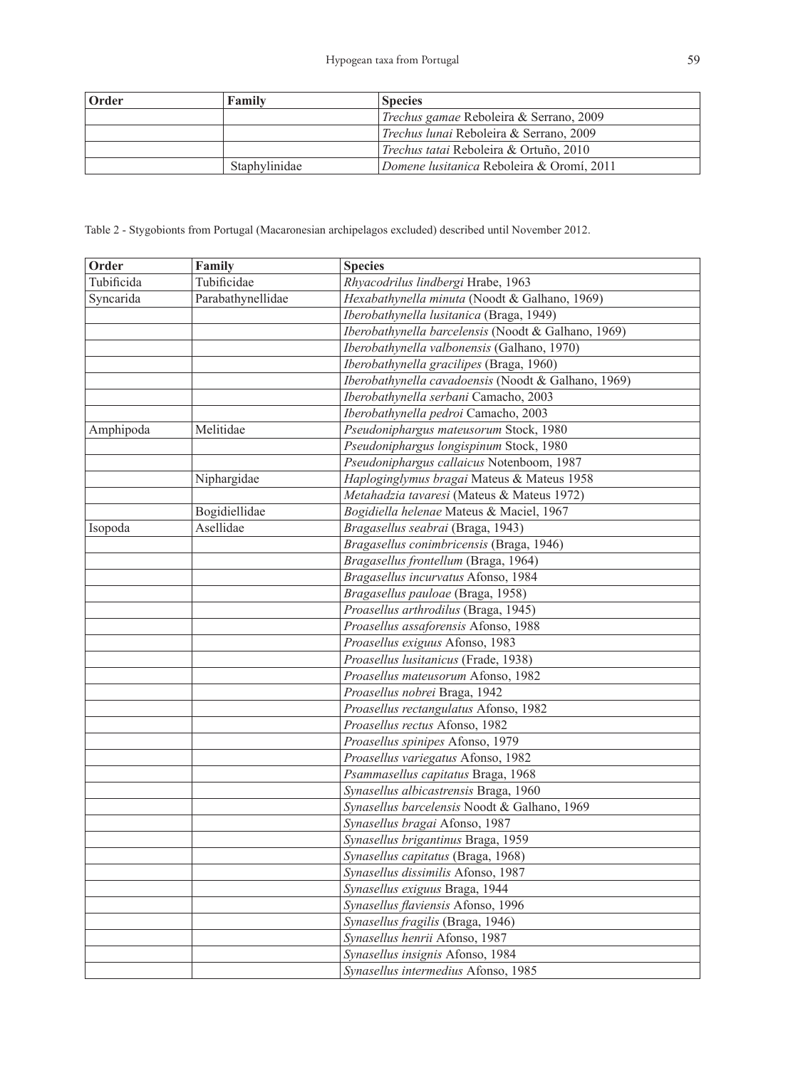| Order | Family | Species |
|---|---|---|
| | | *Trechus gamae* Reboleira & Serrano, 2009 |
| | | *Trechus lunai* Reboleira & Serrano, 2009 |
| | | *Trechus tatai* Reboleira & Ortuño, 2010 |
| | Staphylinidae | *Domene lusitanica* Reboleira & Oromí, 2011 |

Table 2 - Stygobionts from Portugal (Macaronesian archipelagos excluded) described until November 2012.

| Order | Family | Species |
|---|---|---|
| Tubificida | Tubificidae | *Rhyacodrilus lindbergi* Hrabe, 1963 |
| Syncarida | Parabathynellidae | *Hexabathynella minuta* (Noodt & Galhano, 1969) |
| | | *Iberobathynella lusitanica* (Braga, 1949) |
| | | *Iberobathynella barcelensis* (Noodt & Galhano, 1969) |
| | | *Iberobathynella valbonensis* (Galhano, 1970) |
| | | *Iberobathynella gracilipes* (Braga, 1960) |
| | | *Iberobathynella cavadoensis* (Noodt & Galhano, 1969) |
| | | *Iberobathynella serbani* Camacho, 2003 |
| | | *Iberobathynella pedroi* Camacho, 2003 |
| Amphipoda | Melitidae | *Pseudoniphargus mateusorum* Stock, 1980 |
| | | *Pseudoniphargus longispinum* Stock, 1980 |
| | | *Pseudoniphargus callaicus* Notenboom, 1987 |
| | Niphargidae | *Haploginglymus bragai* Mateus & Mateus 1958 |
| | | *Metahadzia tavaresi* (Mateus & Mateus 1972) |
| | Bogidiellidae | *Bogidiella helenae* Mateus & Maciel, 1967 |
| Isopoda | Asellidae | *Bragasellus seabrai* (Braga, 1943) |
| | | *Bragasellus conimbricensis* (Braga, 1946) |
| | | *Bragasellus frontellum* (Braga, 1964) |
| | | *Bragasellus incurvatus* Afonso, 1984 |
| | | *Bragasellus pauloae* (Braga, 1958) |
| | | *Proasellus arthrodilus* (Braga, 1945) |
| | | *Proasellus assaforensis* Afonso, 1988 |
| | | *Proasellus exiguus* Afonso, 1983 |
| | | *Proasellus lusitanicus* (Frade, 1938) |
| | | *Proasellus mateusorum* Afonso, 1982 |
| | | *Proasellus nobrei* Braga, 1942 |
| | | *Proasellus rectangulatus* Afonso, 1982 |
| | | *Proasellus rectus* Afonso, 1982 |
| | | *Proasellus spinipes* Afonso, 1979 |
| | | *Proasellus variegatus* Afonso, 1982 |
| | | *Psammasellus capitatus* Braga, 1968 |
| | | *Synasellus albicastrensis* Braga, 1960 |
| | | *Synasellus barcelensis* Noodt & Galhano, 1969 |
| | | *Synasellus bragai* Afonso, 1987 |
| | | *Synasellus brigantinus* Braga, 1959 |
| | | *Synasellus capitatus* (Braga, 1968) |
| | | *Synasellus dissimilis* Afonso, 1987 |
| | | *Synasellus exiguus* Braga, 1944 |
| | | *Synasellus flaviensis* Afonso, 1996 |
| | | *Synasellus fragilis* (Braga, 1946) |
| | | *Synasellus henrii* Afonso, 1987 |
| | | *Synasellus insignis* Afonso, 1984 |
| | | *Synasellus intermedius* Afonso, 1985 |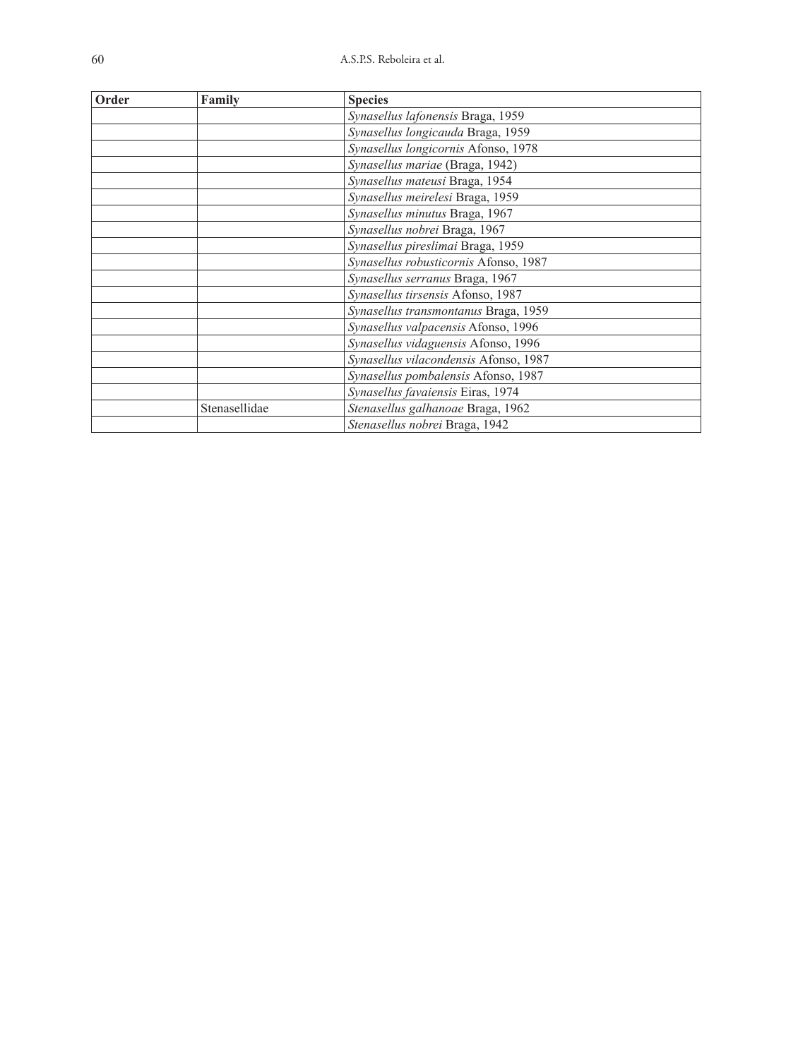| Order | Family | Species |
|---|---|---|
| | | *Synasellus lafonensis* Braga, 1959 |
| | | *Synasellus longicauda* Braga, 1959 |
| | | *Synasellus longicornis* Afonso, 1978 |
| | | *Synasellus mariae* (Braga, 1942) |
| | | *Synasellus mateusi* Braga, 1954 |
| | | *Synasellus meirelesi* Braga, 1959 |
| | | *Synasellus minutus* Braga, 1967 |
| | | *Synasellus nobrei* Braga, 1967 |
| | | *Synasellus pireslimai* Braga, 1959 |
| | | *Synasellus robusticornis* Afonso, 1987 |
| | | *Synasellus serranus* Braga, 1967 |
| | | *Synasellus tirsensis* Afonso, 1987 |
| | | *Synasellus transmontanus* Braga, 1959 |
| | | *Synasellus valpacensis* Afonso, 1996 |
| | | *Synasellus vidaguensis* Afonso, 1996 |
| | | *Synasellus vilacondensis* Afonso, 1987 |
| | | *Synasellus pombalensis* Afonso, 1987 |
| | | *Synasellus favaiensis* Eiras, 1974 |
| | Stenasellidae | *Stenasellus galhanoae* Braga, 1962 |
| | | *Stenasellus nobrei* Braga, 1942 |